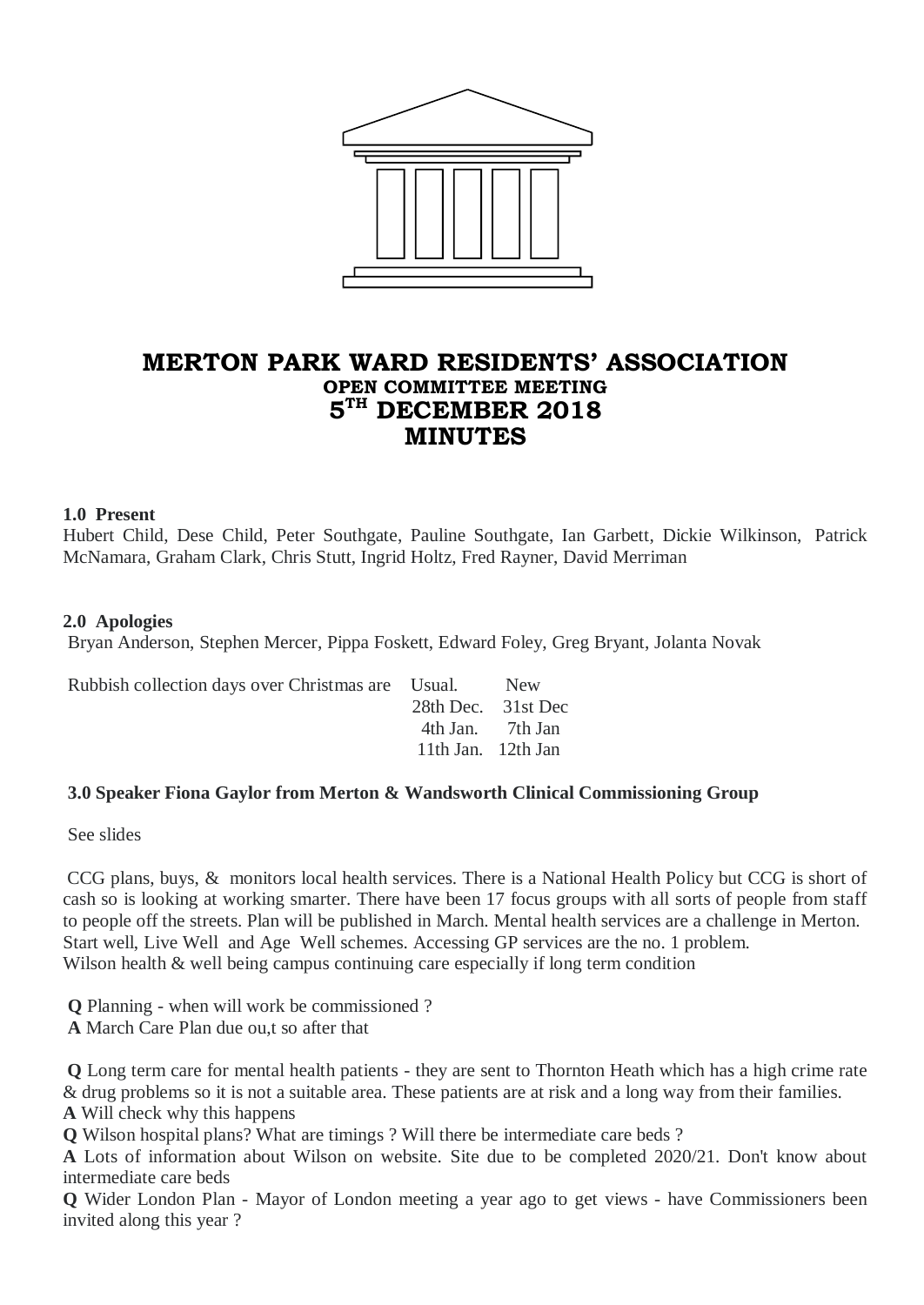# MERTON PARK WARD RESIDENTS' ASSOCIATION

## OPEN COMMITTEE MEETING

## 5TH DECEMBER 2018

## MINUTES

**1.0 Present**

Hubert Child, Dese Child, Peter Southgate, Pauline Southgate, Ian Garbett, Dickie Wilkinson, Patrick McNamara, Graham Clark, Chris Stutt, Ingrid Holtz, Fred Rayner, David Merriman

**2.0 Apologies**

Bryan Anderson, Stephen Mercer, Pippa Foskett, Edward Foley, Greg Bryant, Jolanta Novak

Rubbish collection days over Christmas are

| Usual. | New |
|---|---|
| 28th Dec. | 31st Dec |
| 4th Jan. | 7th Jan |
| 11th Jan. | 12th Jan |

**3.0 Speaker Fiona Gaylor from Merton & Wandsworth Clinical Commissioning Group**

See slides

CCG plans, buys, & monitors local health services. There is a National Health Policy but CCG is short of cash so is looking at working smarter. There have been 17 focus groups with all sorts of people from staff to people off the streets. Plan will be published in March. Mental health services are a challenge in Merton. Start well, Live Well and Age Well schemes. Accessing GP services are the no. 1 problem.
Wilson health & well being campus continuing care especially if long term condition

**Q** Planning - when will work be commissioned ?
**A** March Care Plan due ou,t so after that

**Q** Long term care for mental health patients - they are sent to Thornton Heath which has a high crime rate & drug problems so it is not a suitable area. These patients are at risk and a long way from their families.
**A** Will check why this happens
**Q** Wilson hospital plans? What are timings ? Will there be intermediate care beds ?
**A** Lots of information about Wilson on website. Site due to be completed 2020/21. Don't know about intermediate care beds
**Q** Wider London Plan - Mayor of London meeting a year ago to get views - have Commissioners been invited along this year ?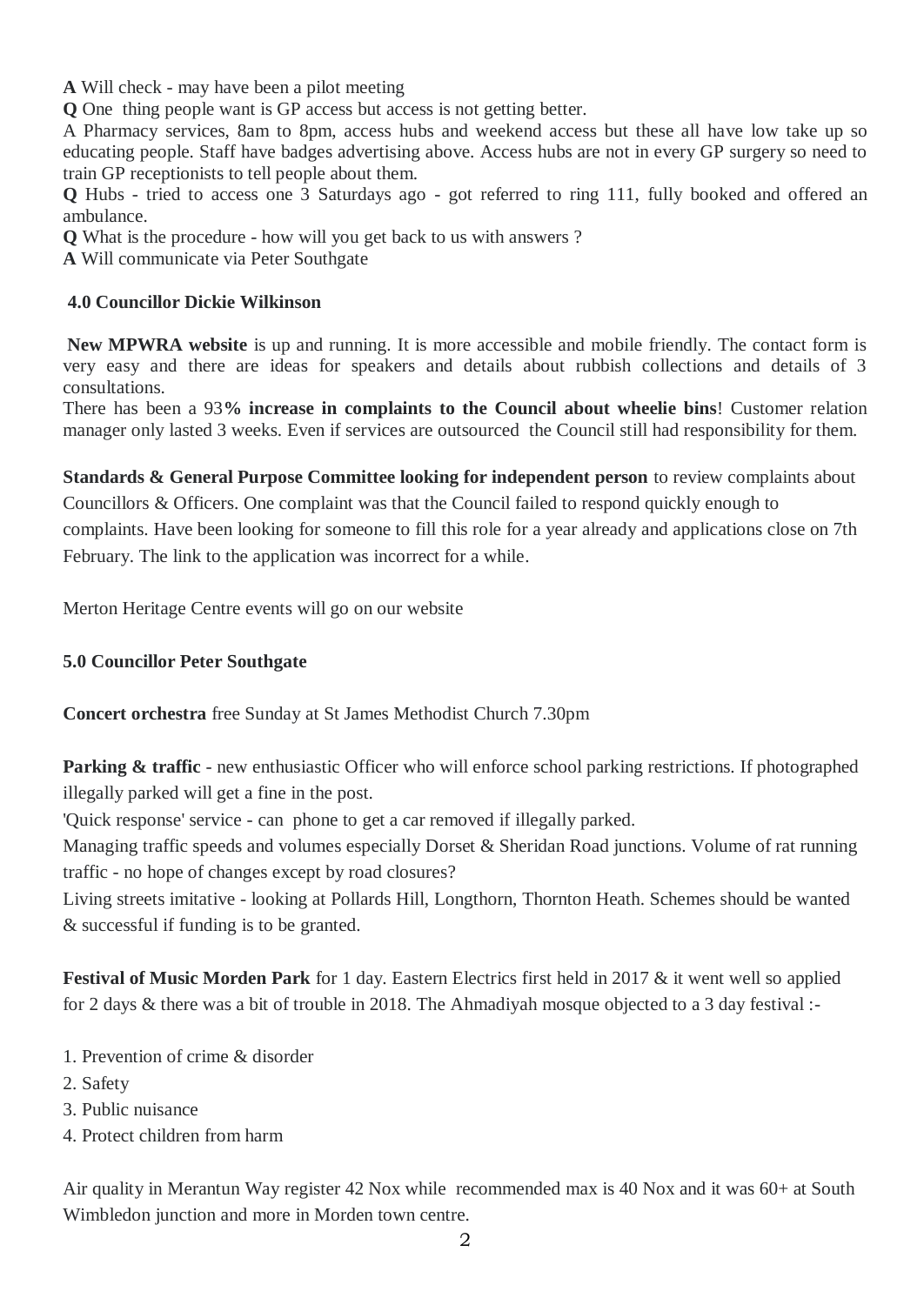**A** Will check - may have been a pilot meeting

**Q** One thing people want is GP access but access is not getting better.

A Pharmacy services, 8am to 8pm, access hubs and weekend access but these all have low take up so educating people. Staff have badges advertising above. Access hubs are not in every GP surgery so need to train GP receptionists to tell people about them.

**Q** Hubs - tried to access one 3 Saturdays ago - got referred to ring 111, fully booked and offered an ambulance.

**Q** What is the procedure - how will you get back to us with answers ?

**A** Will communicate via Peter Southgate

### 4.0 Councillor Dickie Wilkinson

**New MPWRA website** is up and running. It is more accessible and mobile friendly. The contact form is very easy and there are ideas for speakers and details about rubbish collections and details of 3 consultations.

There has been a 93**% increase in complaints to the Council about wheelie bins**! Customer relation manager only lasted 3 weeks. Even if services are outsourced the Council still had responsibility for them.

**Standards & General Purpose Committee looking for independent person** to review complaints about Councillors & Officers. One complaint was that the Council failed to respond quickly enough to complaints. Have been looking for someone to fill this role for a year already and applications close on 7th February. The link to the application was incorrect for a while.

Merton Heritage Centre events will go on our website

### 5.0 Councillor Peter Southgate

**Concert orchestra** free Sunday at St James Methodist Church 7.30pm

**Parking & traffic** - new enthusiastic Officer who will enforce school parking restrictions. If photographed illegally parked will get a fine in the post.

'Quick response' service - can phone to get a car removed if illegally parked.

Managing traffic speeds and volumes especially Dorset & Sheridan Road junctions. Volume of rat running traffic - no hope of changes except by road closures?

Living streets imitative - looking at Pollards Hill, Longthorn, Thornton Heath. Schemes should be wanted & successful if funding is to be granted.

**Festival of Music Morden Park** for 1 day. Eastern Electrics first held in 2017 & it went well so applied for 2 days & there was a bit of trouble in 2018. The Ahmadiyah mosque objected to a 3 day festival :-

1. Prevention of crime & disorder
2. Safety
3. Public nuisance
4. Protect children from harm

Air quality in Merantun Way register 42 Nox while recommended max is 40 Nox and it was 60+ at South Wimbledon junction and more in Morden town centre.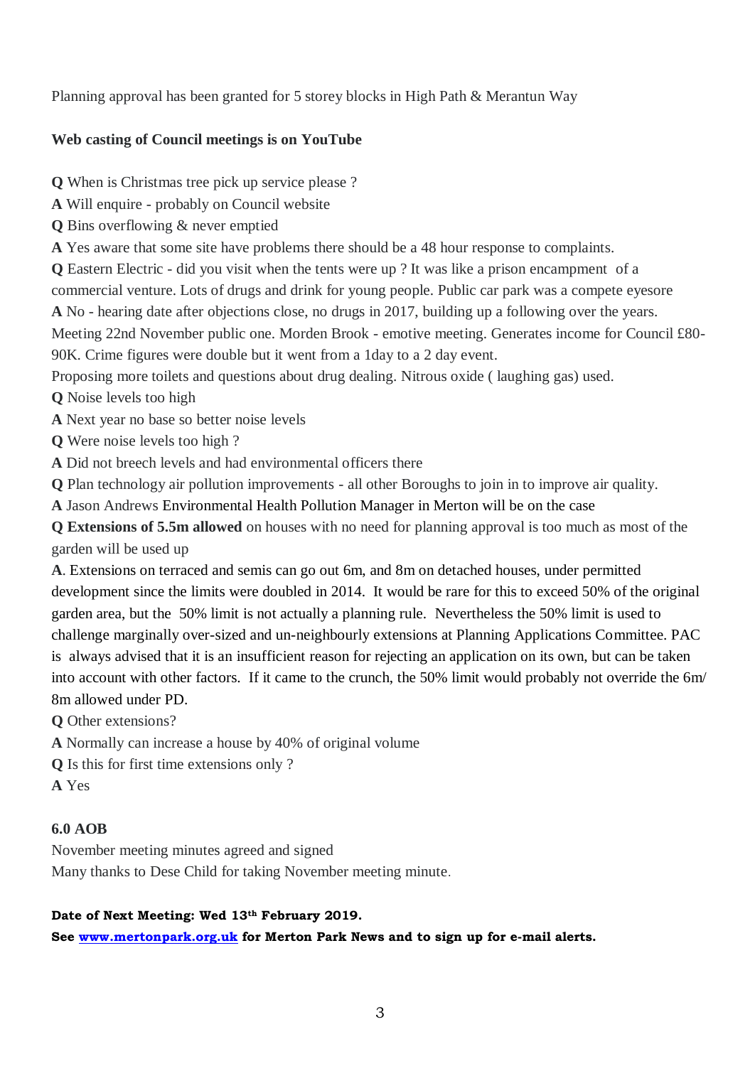Planning approval has been granted for 5 storey blocks in High Path & Merantun Way

**Web casting of Council meetings is on YouTube**

**Q** When is Christmas tree pick up service please ?
**A** Will enquire - probably on Council website
**Q** Bins overflowing & never emptied
**A** Yes aware that some site have problems there should be a 48 hour response to complaints.
**Q** Eastern Electric - did you visit when the tents were up ? It was like a prison encampment of a commercial venture. Lots of drugs and drink for young people. Public car park was a compete eyesore
**A** No - hearing date after objections close, no drugs in 2017, building up a following over the years. Meeting 22nd November public one. Morden Brook - emotive meeting. Generates income for Council £80-90K. Crime figures were double but it went from a 1day to a 2 day event.
Proposing more toilets and questions about drug dealing. Nitrous oxide ( laughing gas) used.
**Q** Noise levels too high
**A** Next year no base so better noise levels
**Q** Were noise levels too high ?
**A** Did not breech levels and had environmental officers there
**Q** Plan technology air pollution improvements - all other Boroughs to join in to improve air quality.
**A** Jason Andrews Environmental Health Pollution Manager in Merton will be on the case
**Q Extensions of 5.5m allowed** on houses with no need for planning approval is too much as most of the garden will be used up
**A**. Extensions on terraced and semis can go out 6m, and 8m on detached houses, under permitted development since the limits were doubled in 2014. It would be rare for this to exceed 50% of the original garden area, but the 50% limit is not actually a planning rule. Nevertheless the 50% limit is used to challenge marginally over-sized and un-neighbourly extensions at Planning Applications Committee. PAC is always advised that it is an insufficient reason for rejecting an application on its own, but can be taken into account with other factors. If it came to the crunch, the 50% limit would probably not override the 6m/ 8m allowed under PD.
**Q** Other extensions?
**A** Normally can increase a house by 40% of original volume
**Q** Is this for first time extensions only ?
**A** Yes

### 6.0 AOB

November meeting minutes agreed and signed
Many thanks to Dese Child for taking November meeting minute.

**Date of Next Meeting: Wed 13th February 2019.**
**See [www.mertonpark.org.uk](http://www.mertonpark.org.uk) for Merton Park News and to sign up for e-mail alerts.**